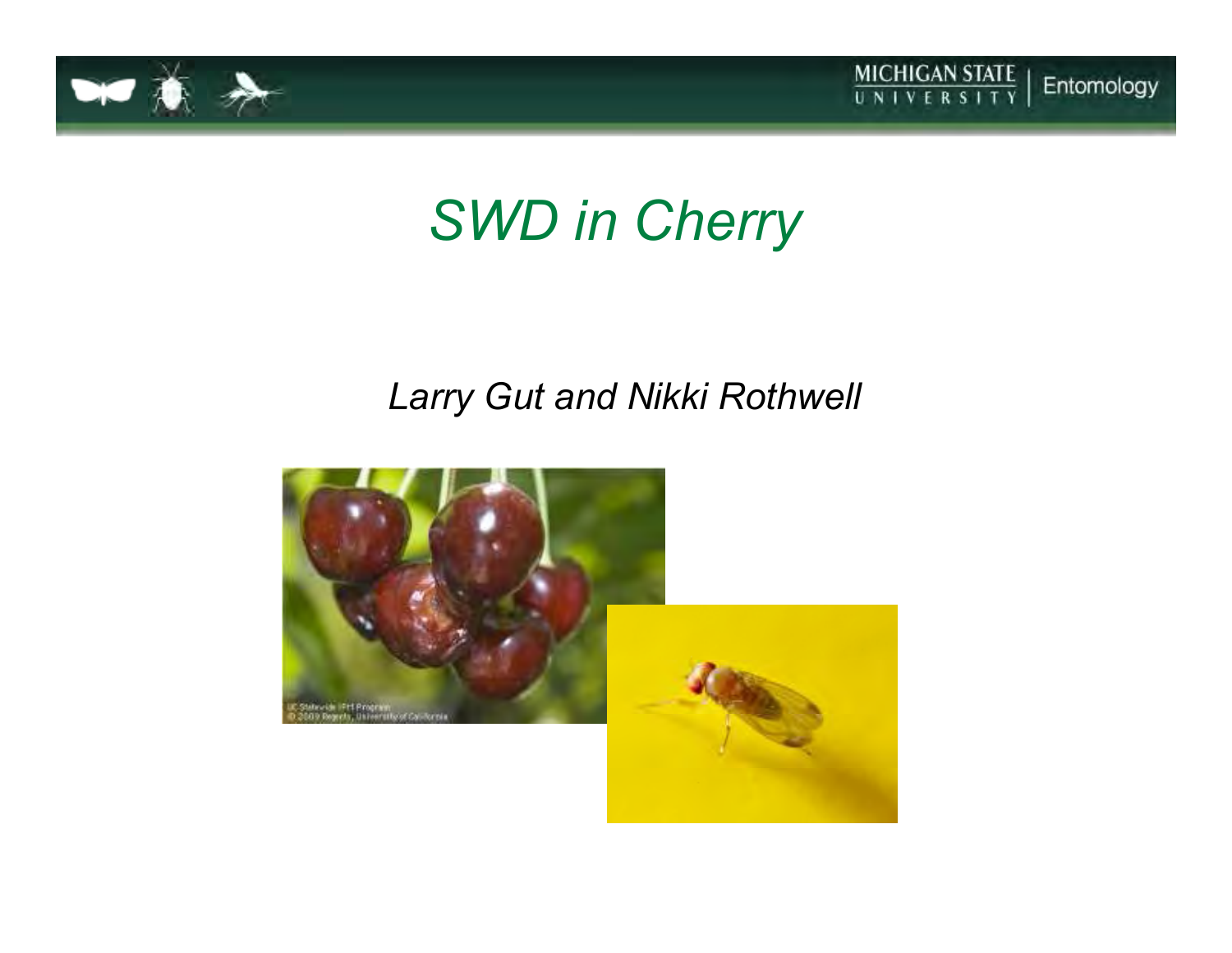# *SWD in Cherry*

*Larry Gut and Nikki Rothwell*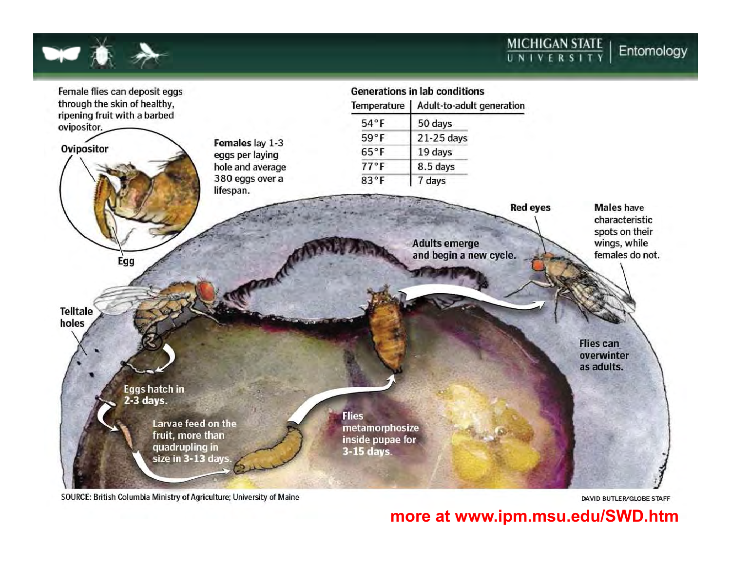Female flies can deposit eggs through the skin of healthy, ripening fruit with a barbed ovipositor.

**Ovipositor**

**Egg**

Females lay 1-3 eggs per laying hole and average 380 eggs over a lifespan.

**Generations in lab conditions**

| Temperature | Adult-to-adult generation |
|---|---|
| 54°F | 50 days |
| 59°F | 21-25 days |
| 65°F | 19 days |
| 77°F | 8.5 days |
| 83°F | 7 days |

**Red eyes**

**Males have characteristic spots on their wings, while females do not.**

**Adults emerge and begin a new cycle.**

**Telltale holes**

**Eggs hatch in 2-3 days.**

**Larvae feed on the fruit, more than quadrupling in size in 3-13 days.**

**Flies metamorphosize inside pupae for 3-15 days.**

**Flies can overwinter as adults.**

SOURCE: British Columbia Ministry of Agriculture; University of Maine

DAVID BUTLER/GLOBE STAFF

**more at www.ipm.msu.edu/SWD.htm**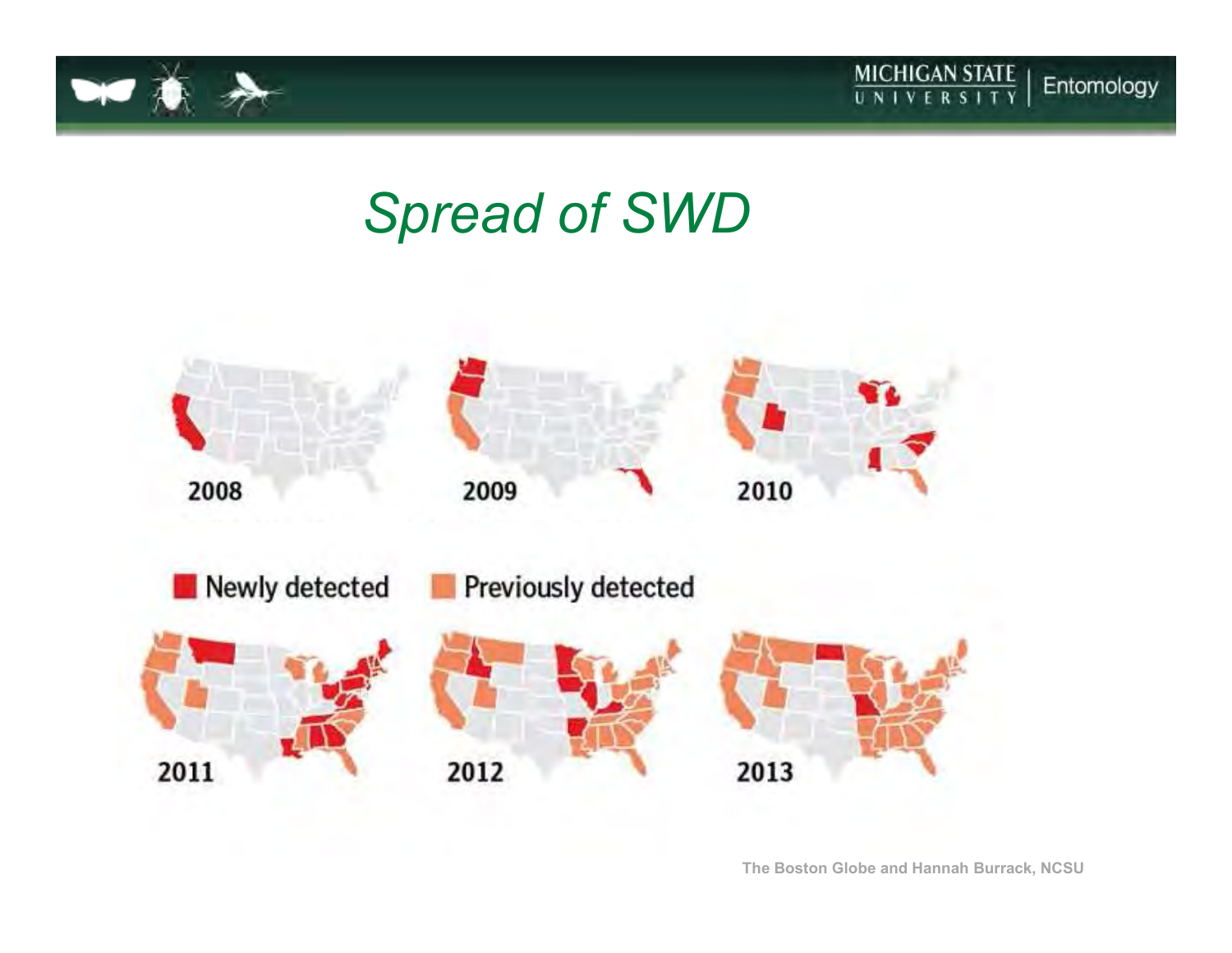# *Spread of SWD*

2008

2009

2010

Newly detected

Previously detected

2011

2012

2013

The Boston Globe and Hannah Burrack, NCSU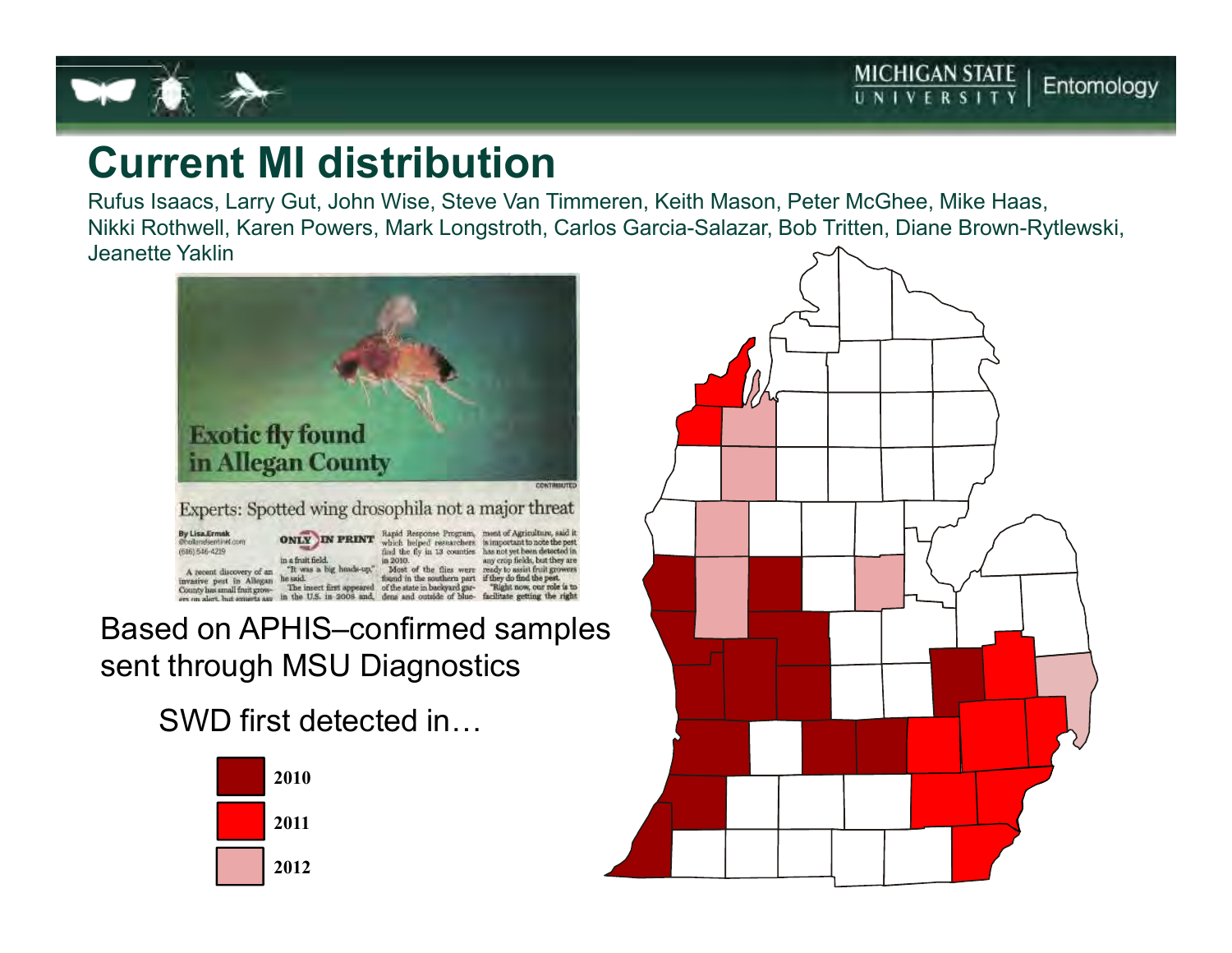# Current MI distribution

Rufus Isaacs, Larry Gut, John Wise, Steve Van Timmeren, Keith Mason, Peter McGhee, Mike Haas, Nikki Rothwell, Karen Powers, Mark Longstroth, Carlos Garcia-Salazar, Bob Tritten, Diane Brown-Rytlewski, Jeanette Yaklin

Based on APHIS–confirmed samples sent through MSU Diagnostics

SWD first detected in…

- 2010
- 2011
- 2012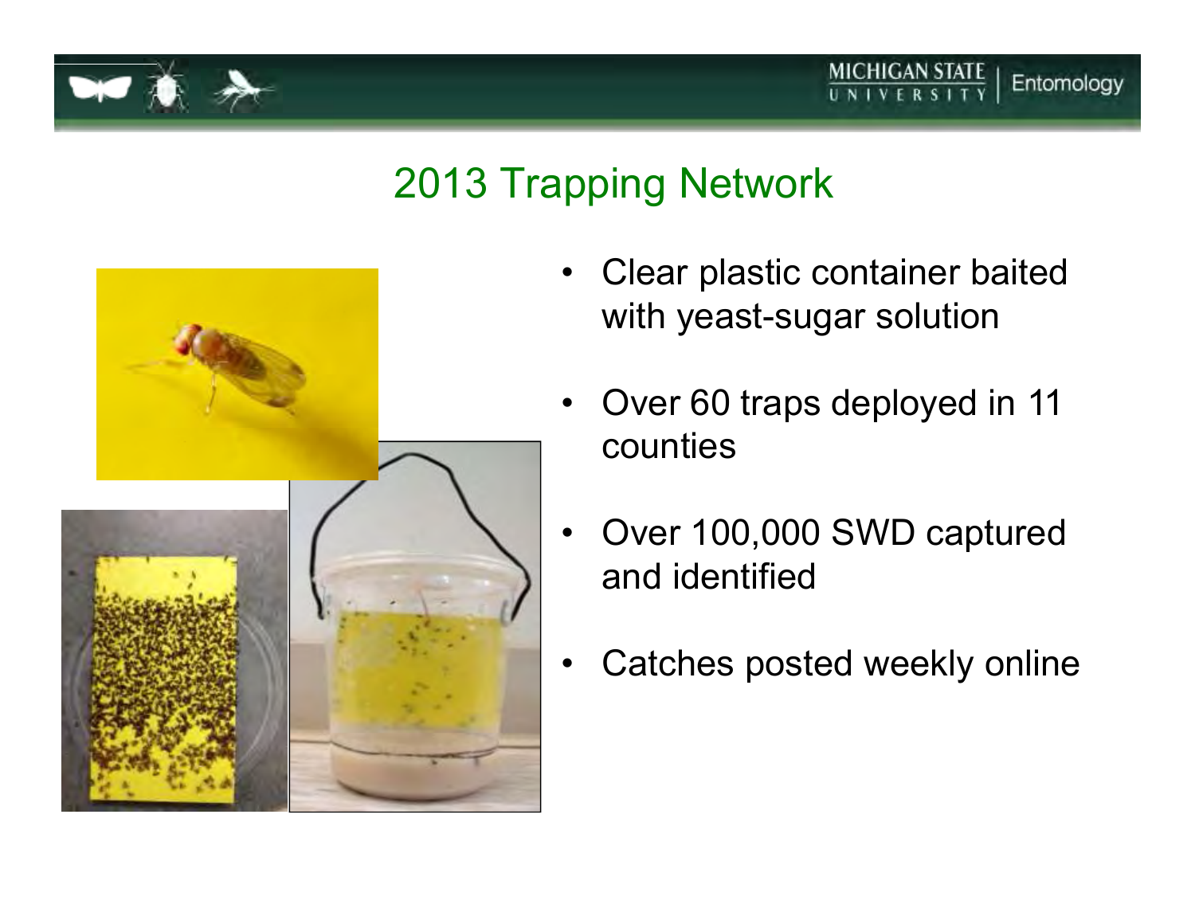# 2013 Trapping Network

- Clear plastic container baited with yeast-sugar solution
- Over 60 traps deployed in 11 counties
- Over 100,000 SWD captured and identified
- Catches posted weekly online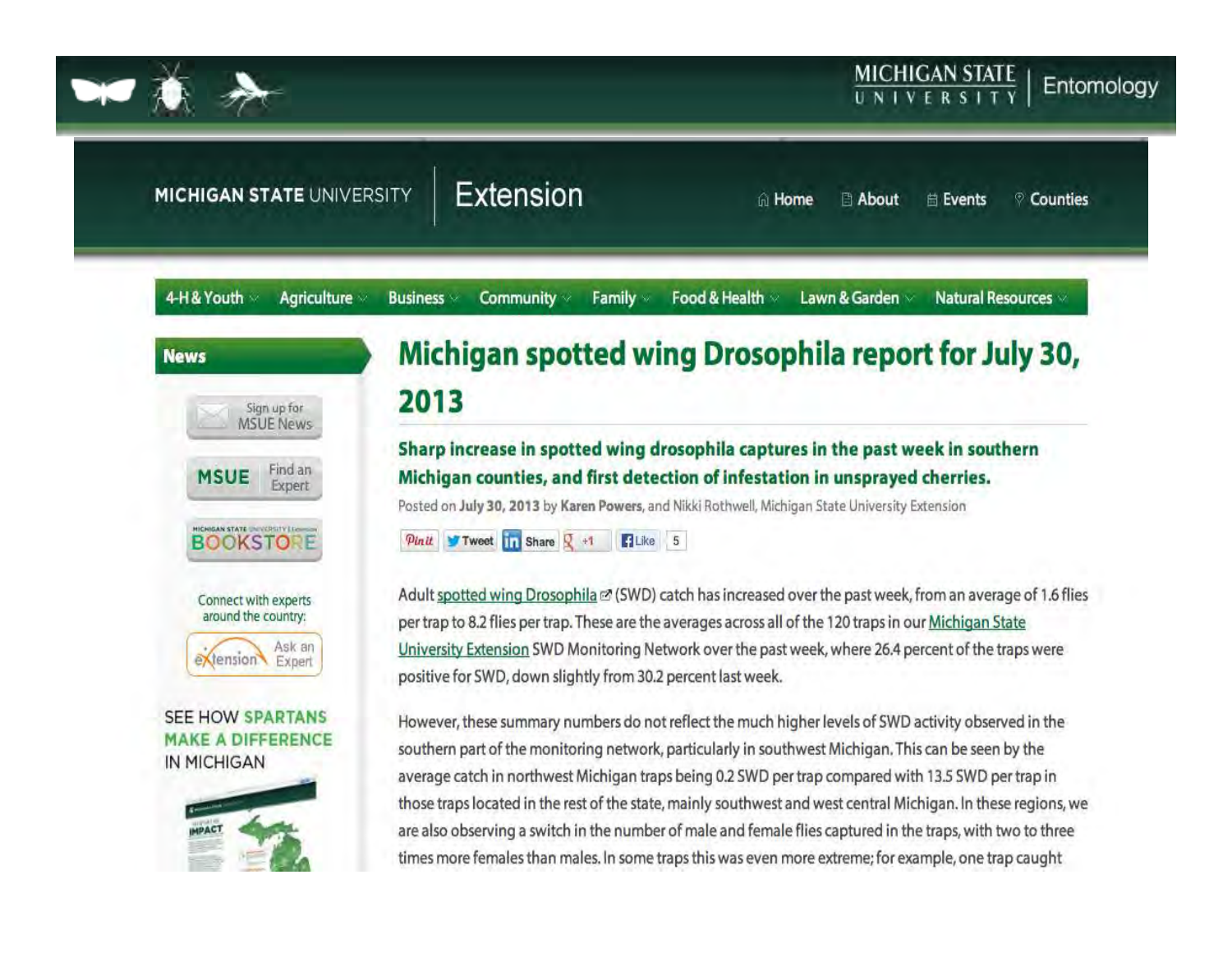MICHIGAN STATE UNIVERSITY | Entomology

MICHIGAN STATE UNIVERSITY | Extension

Home | About | Events | Counties

4-H & Youth | Agriculture | Business | Community | Family | Food & Health | Lawn & Garden | Natural Resources

News

Sign up for MSUE News

MSUE Find an Expert

BOOKSTORE

Connect with experts around the country:

eXtension Ask an Expert

SEE HOW SPARTANS MAKE A DIFFERENCE IN MICHIGAN

# Michigan spotted wing Drosophila report for July 30, 2013

## Sharp increase in spotted wing drosophila captures in the past week in southern Michigan counties, and first detection of infestation in unsprayed cherries.

Posted on **July 30, 2013** by **Karen Powers**, and Nikki Rothwell, Michigan State University Extension

Pin it | Tweet | Share | +1 | Like 5

Adult spotted wing Drosophila (SWD) catch has increased over the past week, from an average of 1.6 flies per trap to 8.2 flies per trap. These are the averages across all of the 120 traps in our Michigan State University Extension SWD Monitoring Network over the past week, where 26.4 percent of the traps were positive for SWD, down slightly from 30.2 percent last week.

However, these summary numbers do not reflect the much higher levels of SWD activity observed in the southern part of the monitoring network, particularly in southwest Michigan. This can be seen by the average catch in northwest Michigan traps being 0.2 SWD per trap compared with 13.5 SWD per trap in those traps located in the rest of the state, mainly southwest and west central Michigan. In these regions, we are also observing a switch in the number of male and female flies captured in the traps, with two to three times more females than males. In some traps this was even more extreme; for example, one trap caught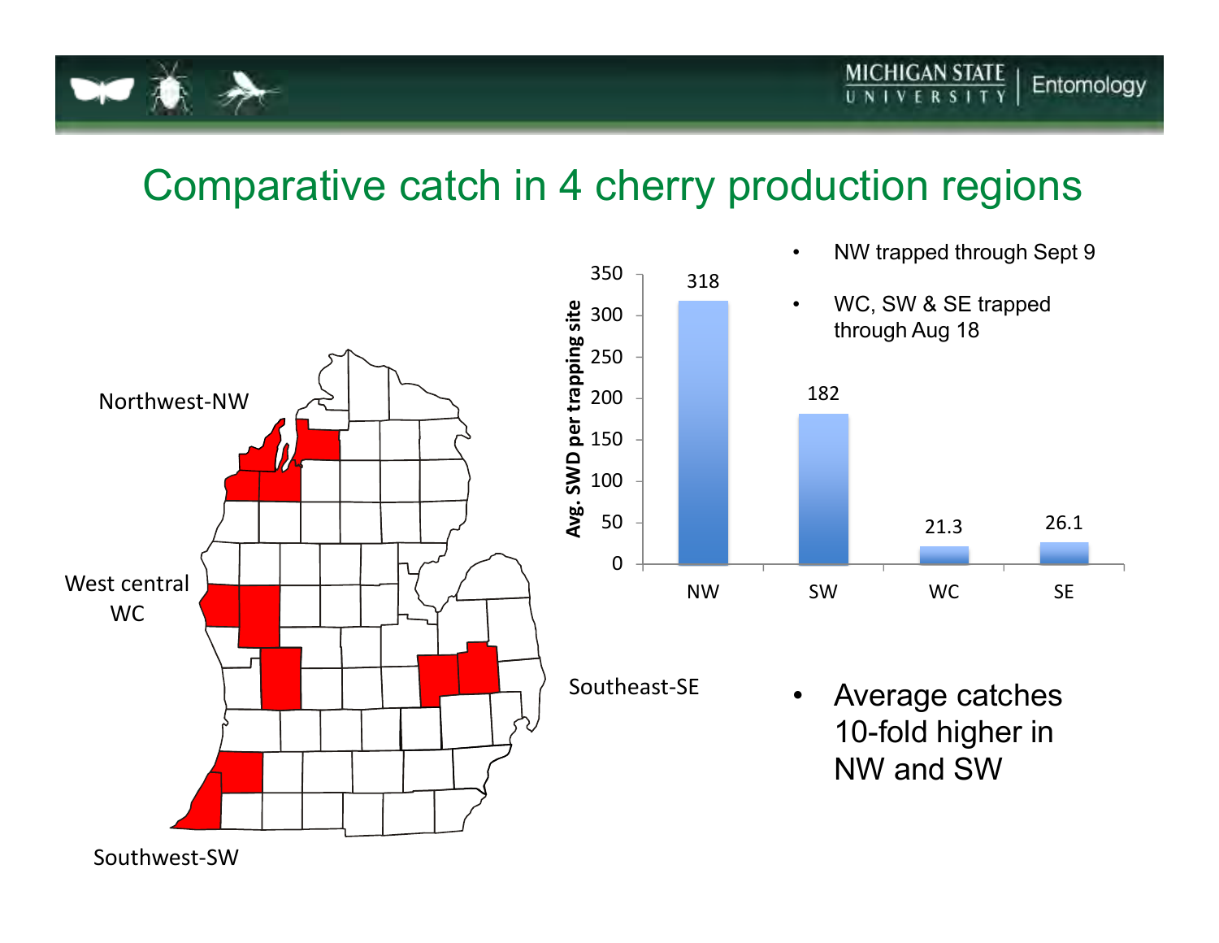# Comparative catch in 4 cherry production regions

Northwest-NW

West central WC

Southwest-SW

Southeast-SE

| Region | Avg. SWD per trapping site |
|---|---|
| NW | 318 |
| SW | 182 |
| WC | 21.3 |
| SE | 26.1 |

- NW trapped through Sept 9
- WC, SW & SE trapped through Aug 18

- Average catches 10-fold higher in NW and SW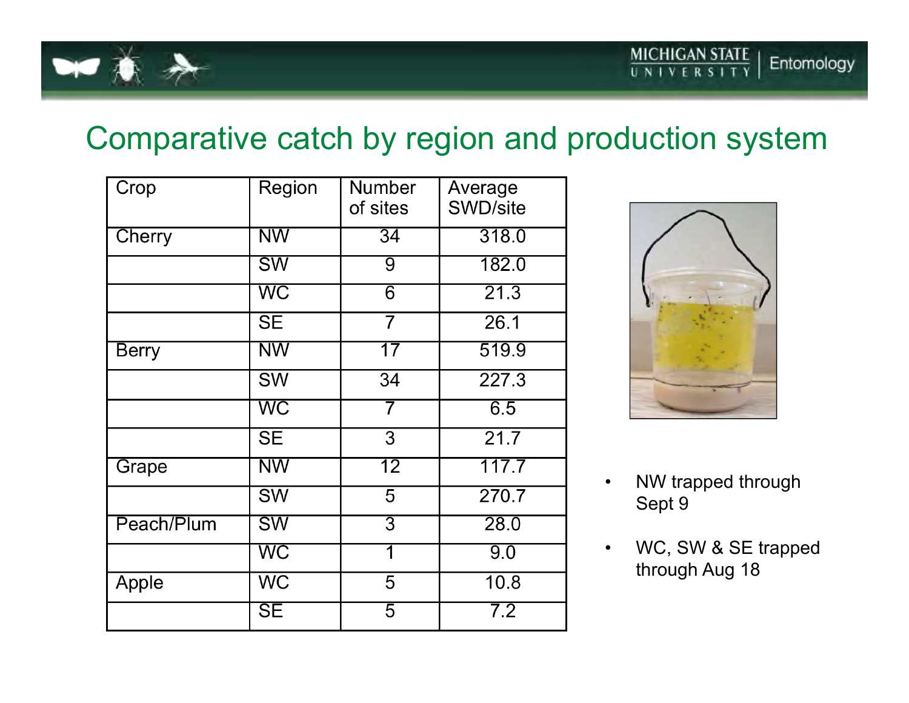# Comparative catch by region and production system

| Crop | Region | Number of sites | Average SWD/site |
|---|---|---|---|
| Cherry | NW | 34 | 318.0 |
| | SW | 9 | 182.0 |
| | WC | 6 | 21.3 |
| | SE | 7 | 26.1 |
| Berry | NW | 17 | 519.9 |
| | SW | 34 | 227.3 |
| | WC | 7 | 6.5 |
| | SE | 3 | 21.7 |
| Grape | NW | 12 | 117.7 |
| | SW | 5 | 270.7 |
| Peach/Plum | SW | 3 | 28.0 |
| | WC | 1 | 9.0 |
| Apple | WC | 5 | 10.8 |
| | SE | 5 | 7.2 |

- NW trapped through Sept 9
- WC, SW & SE trapped through Aug 18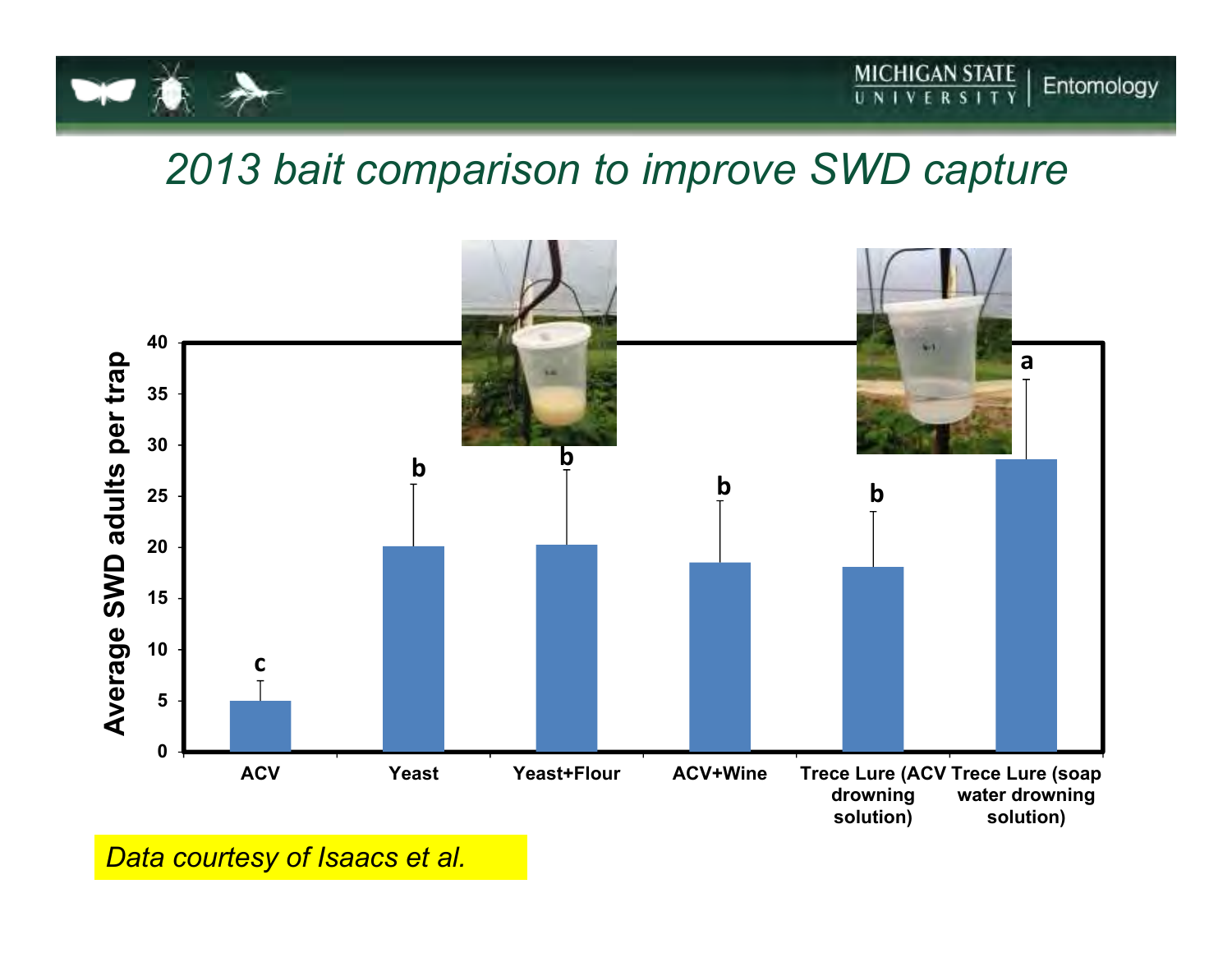# 2013 bait comparison to improve SWD capture

*Data courtesy of Isaacs et al.*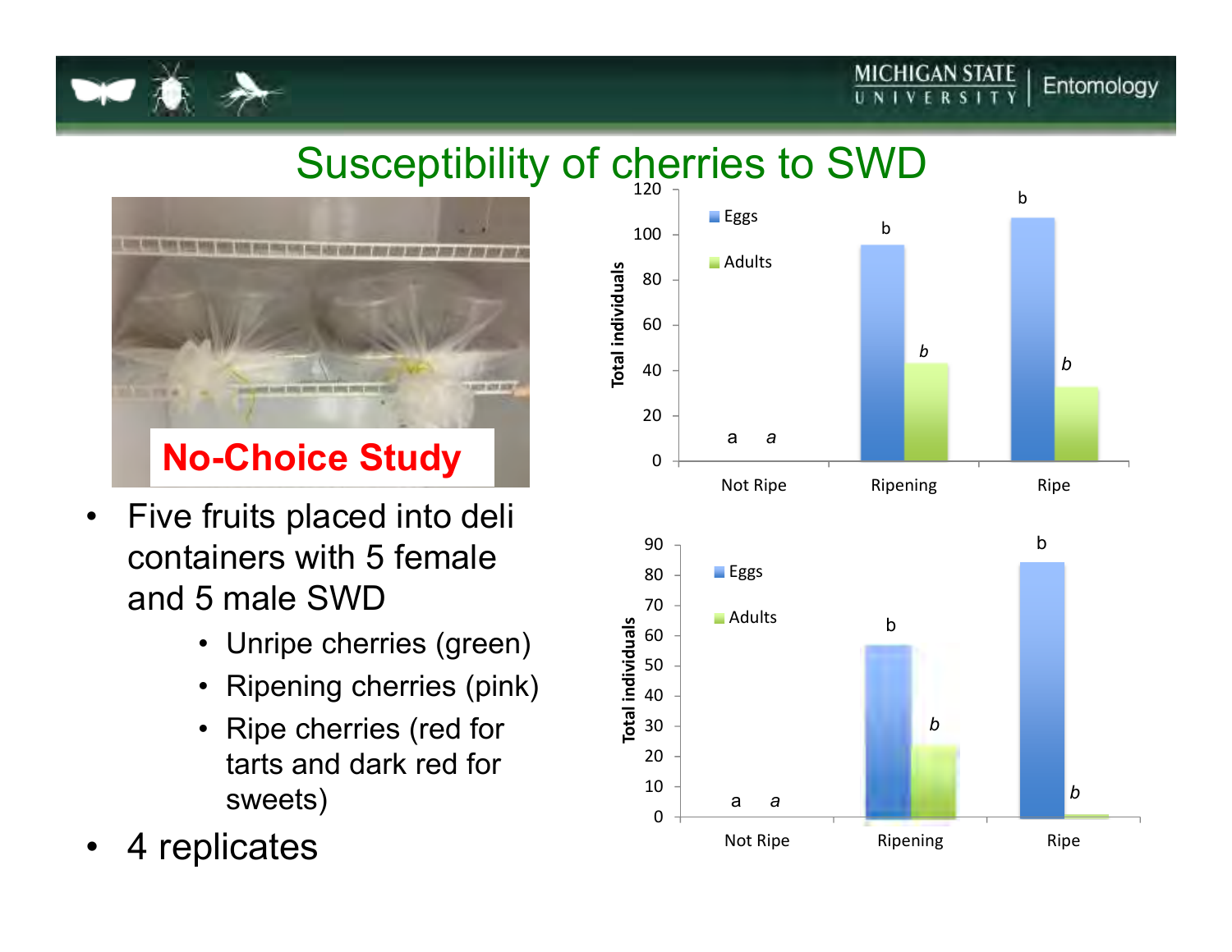# Susceptibility of cherries to SWD

**No-Choice Study**

- Five fruits placed into deli containers with 5 female and 5 male SWD
  - Unripe cherries (green)
  - Ripening cherries (pink)
  - Ripe cherries (red for tarts and dark red for sweets)
- 4 replicates

Total individuals

| | Not Ripe | Ripening | Ripe |
|---|---|---|---|
| Eggs | a | b | b |
| Adults | *a* | *b* | *b* |

Total individuals

| | Not Ripe | Ripening | Ripe |
|---|---|---|---|
| Eggs | a | b | b |
| Adults | *a* | *b* | *b* |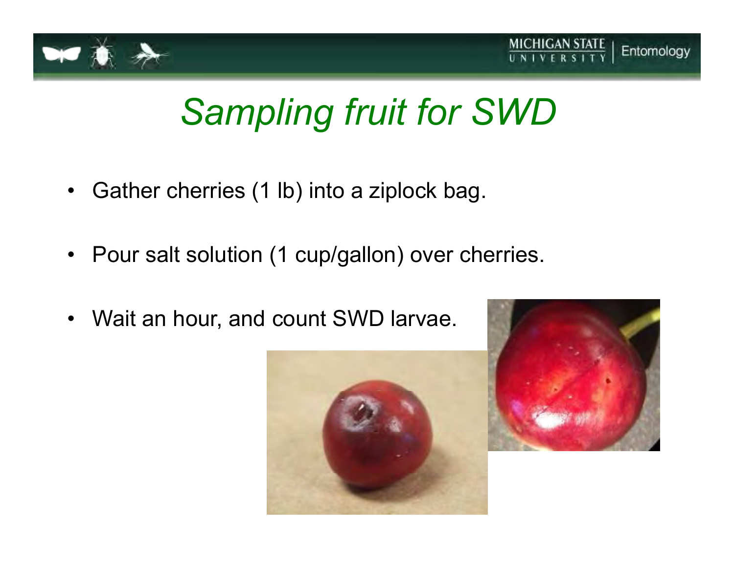# Sampling fruit for SWD

- Gather cherries (1 lb) into a ziplock bag.
- Pour salt solution (1 cup/gallon) over cherries.
- Wait an hour, and count SWD larvae.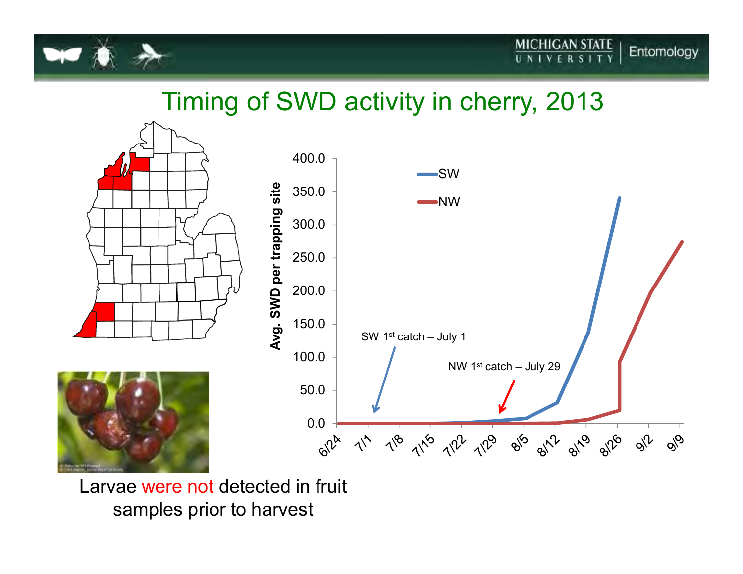# Timing of SWD activity in cherry, 2013

Avg. SWD per trapping site

- SW
- NW

SW 1st catch – July 1

NW 1st catch – July 29

Larvae were not detected in fruit samples prior to harvest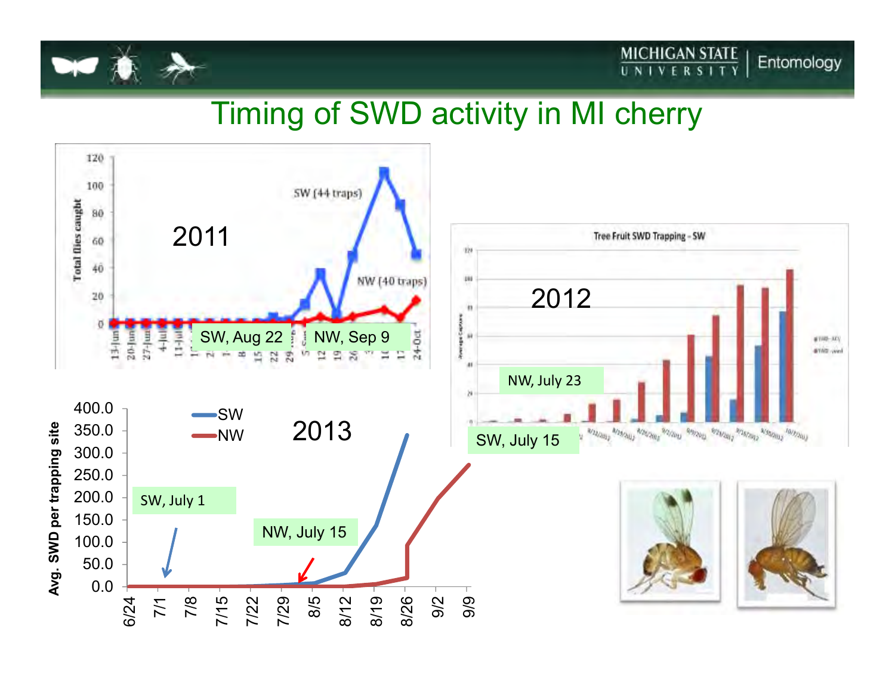# Timing of SWD activity in MI cherry

2011

SW, Aug 22

NW, Sep 9

2012

NW, July 23

SW, July 15

2013

SW, July 1

NW, July 15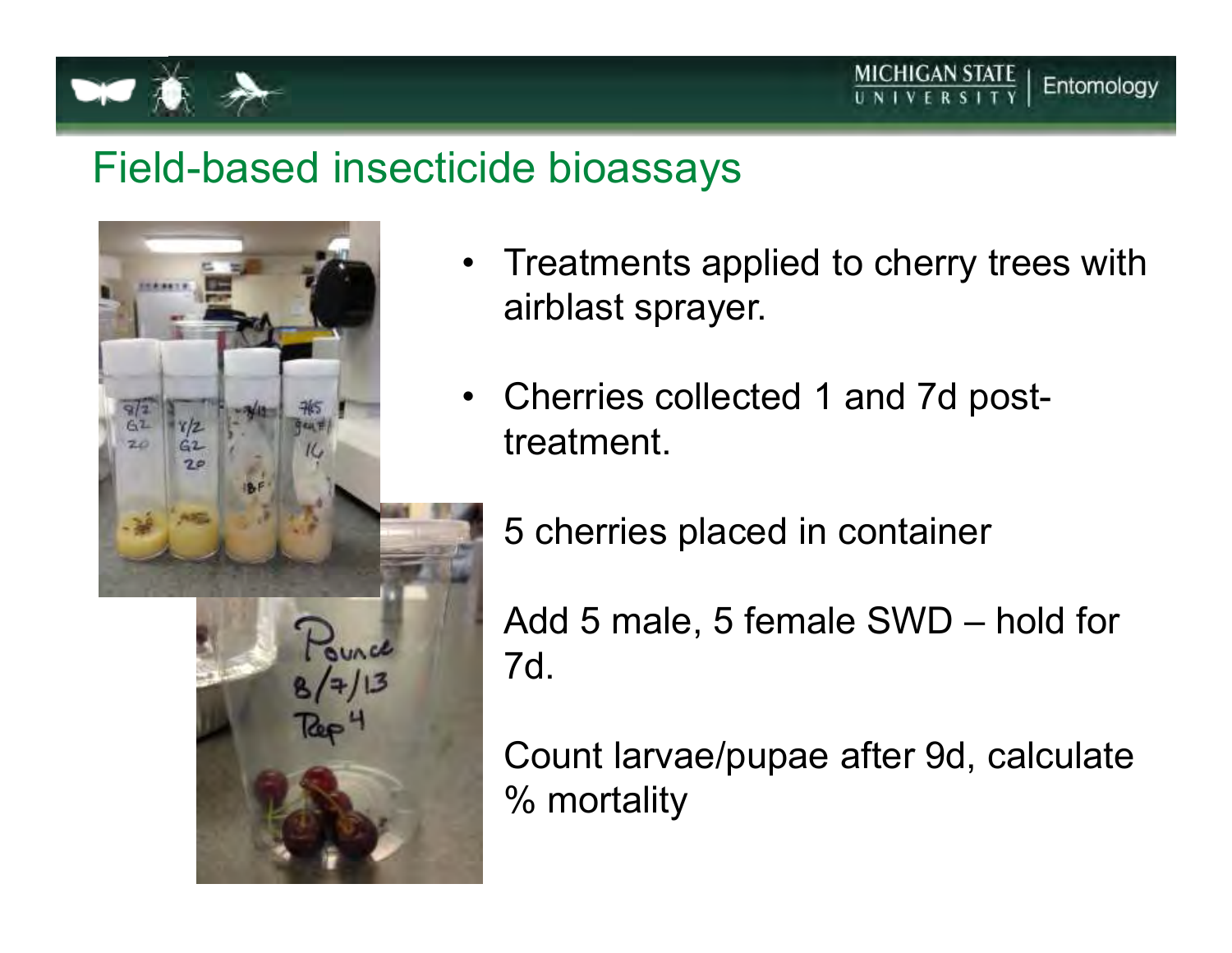# Field-based insecticide bioassays

- Treatments applied to cherry trees with airblast sprayer.
- Cherries collected 1 and 7d post-treatment.
- 5 cherries placed in container
- Add 5 male, 5 female SWD – hold for 7d.
- Count larvae/pupae after 9d, calculate % mortality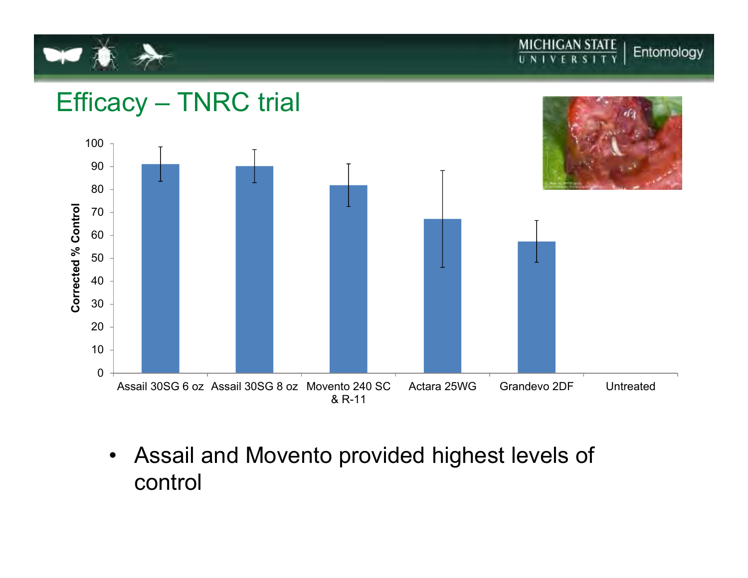# Efficacy – TNRC trial

| Treatment | Corrected % Control (approx.) |
|---|---|
| Assail 30SG 6 oz | 91 |
| Assail 30SG 8 oz | 90 |
| Movento 240 SC & R-11 | 82 |
| Actara 25WG | 67 |
| Grandevo 2DF | 57 |
| Untreated | 0 |

- Assail and Movento provided highest levels of control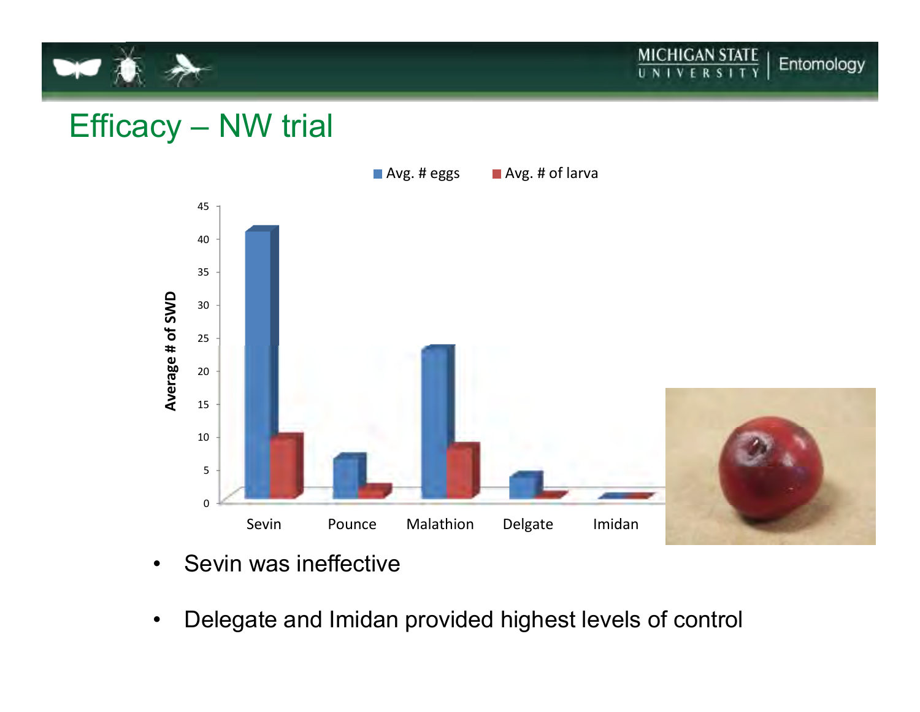# Efficacy – NW trial

Avg. # eggs | Avg. # of larva

Average # of SWD

Sevin | Pounce | Malathion | Delgate | Imidan

- Sevin was ineffective
- Delegate and Imidan provided highest levels of control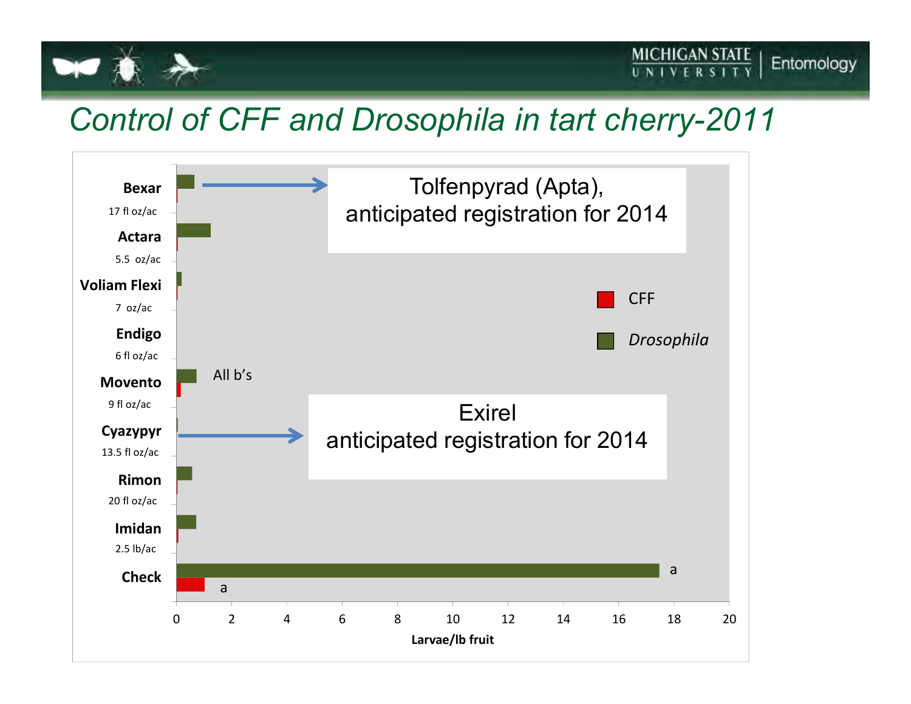# Control of CFF and Drosophila in tart cherry-2011

| Treatment | Rate | CFF (Larvae/lb fruit) | *Drosophila* (Larvae/lb fruit) |
|---|---|---|---|
| Bexar | 17 fl oz/ac | | |
| Actara | 5.5 oz/ac | | |
| Voliam Flexi | 7 oz/ac | | |
| Endigo | 6 fl oz/ac | | |
| Movento | 9 fl oz/ac | | |
| Cyazypyr | 13.5 fl oz/ac | | |
| Rimon | 20 fl oz/ac | | |
| Imidan | 2.5 lb/ac | | |
| Check | | a | a |

All b's

Bexar → Tolfenpyrad (Apta), anticipated registration for 2014

Cyazypyr → Exirel anticipated registration for 2014

Larvae/lb fruit (0–20)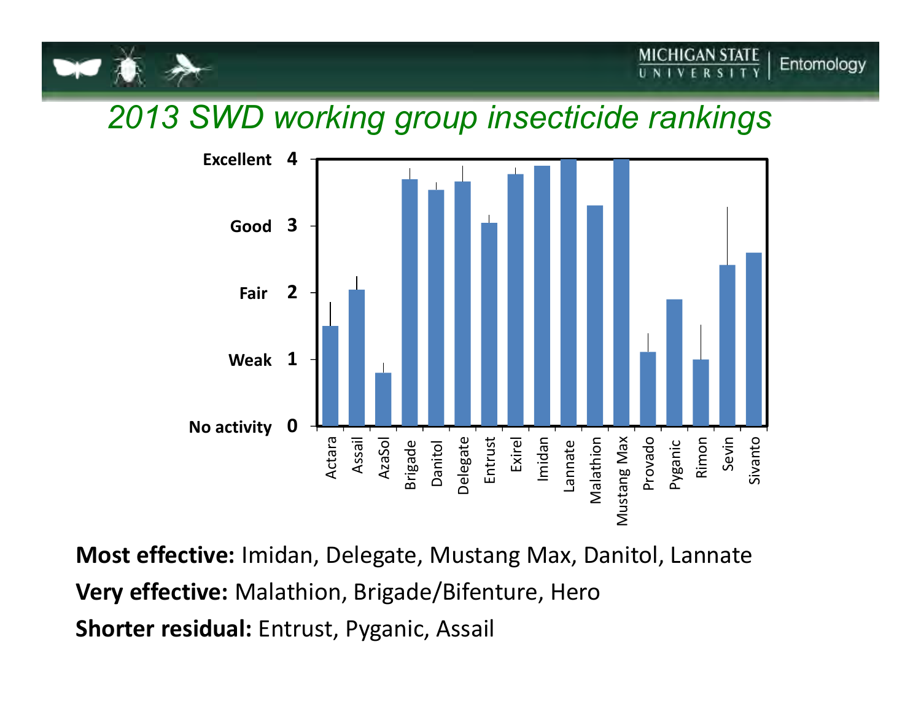## *2013 SWD working group insecticide rankings*

**Most effective:** Imidan, Delegate, Mustang Max, Danitol, Lannate

**Very effective:** Malathion, Brigade/Bifenture, Hero

**Shorter residual:** Entrust, Pyganic, Assail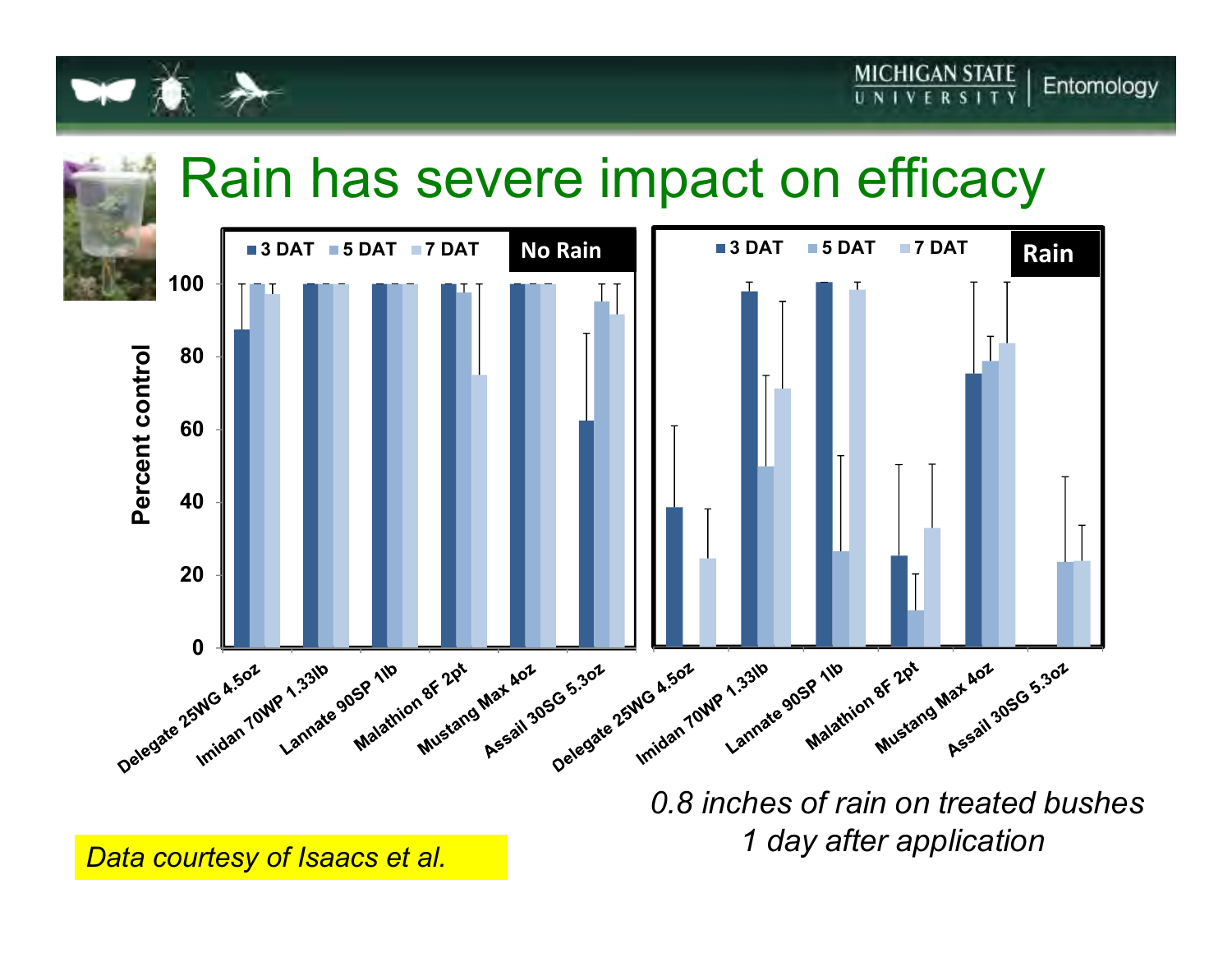# Rain has severe impact on efficacy

*0.8 inches of rain on treated bushes 1 day after application*

*Data courtesy of Isaacs et al.*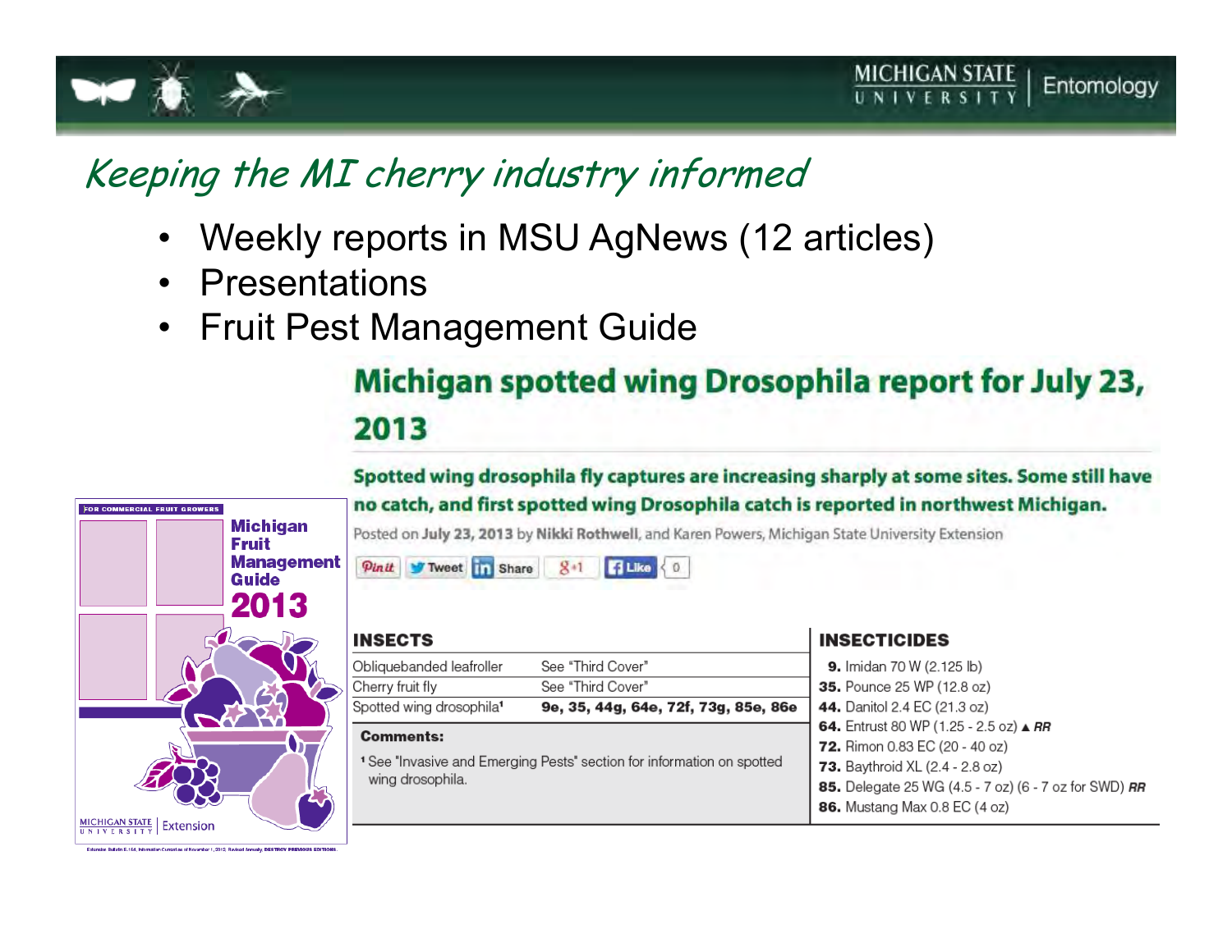## *Keeping the MI cherry industry informed*

- Weekly reports in MSU AgNews (12 articles)
- Presentations
- Fruit Pest Management Guide

FOR COMMERCIAL FRUIT GROWERS

**Michigan Fruit Management Guide 2013**

MICHIGAN STATE UNIVERSITY | Extension

# Michigan spotted wing Drosophila report for July 23, 2013

**Spotted wing drosophila fly captures are increasing sharply at some sites. Some still have no catch, and first spotted wing Drosophila catch is reported in northwest Michigan.**

Posted on **July 23, 2013** by **Nikki Rothwell**, and Karen Powers, Michigan State University Extension

Pin it | Tweet | Share | +1 | Like 0

| INSECTS | | INSECTICIDES |
|---|---|---|
| Obliquebanded leafroller | See "Third Cover" | **9.** Imidan 70 W (2.125 lb) |
| Cherry fruit fly | See "Third Cover" | **35.** Pounce 25 WP (12.8 oz) |
| Spotted wing drosophila[1] | **9e, 35, 44g, 64e, 72f, 73g, 85e, 86e** | **44.** Danitol 2.4 EC (21.3 oz) |
| | | **64.** Entrust 80 WP (1.25 - 2.5 oz) ▲ ***RR*** |
| | | **72.** Rimon 0.83 EC (20 - 40 oz) |
| | | **73.** Baythroid XL (2.4 - 2.8 oz) |
| | | **85.** Delegate 25 WG (4.5 - 7 oz) (6 - 7 oz for SWD) ***RR*** |
| | | **86.** Mustang Max 0.8 EC (4 oz) |

**Comments:**

[1] See "Invasive and Emerging Pests" section for information on spotted wing drosophila.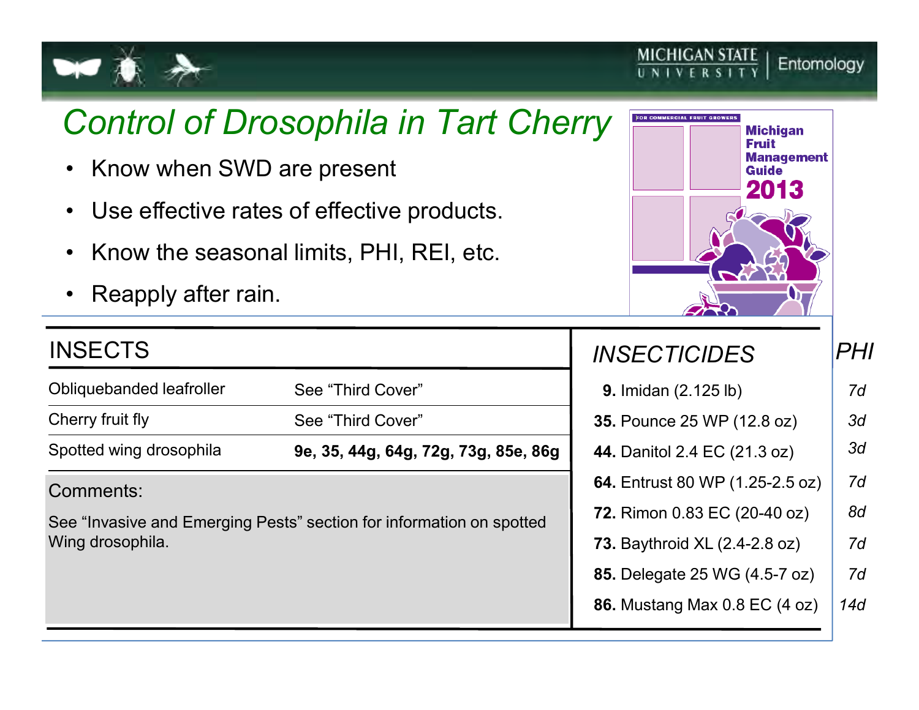# *Control of Drosophila in Tart Cherry*

- Know when SWD are present
- Use effective rates of effective products.
- Know the seasonal limits, PHI, REI, etc.
- Reapply after rain.

| INSECTS | |
|---|---|
| Obliquebanded leafroller | See “Third Cover” |
| Cherry fruit fly | See “Third Cover” |
| Spotted wing drosophila | **9e, 35, 44g, 64g, 72g, 73g, 85e, 86g** |

Comments:

See “Invasive and Emerging Pests” section for information on spotted Wing drosophila.

| *INSECTICIDES* | *PHI* |
|---|---|
| **9.** Imidan (2.125 lb) | *7d* |
| **35.** Pounce 25 WP (12.8 oz) | *3d* |
| **44.** Danitol 2.4 EC (21.3 oz) | *3d* |
| **64.** Entrust 80 WP (1.25-2.5 oz) | *7d* |
| **72.** Rimon 0.83 EC (20-40 oz) | *8d* |
| **73.** Baythroid XL (2.4-2.8 oz) | *7d* |
| **85.** Delegate 25 WG (4.5-7 oz) | *7d* |
| **86.** Mustang Max 0.8 EC (4 oz) | *14d* |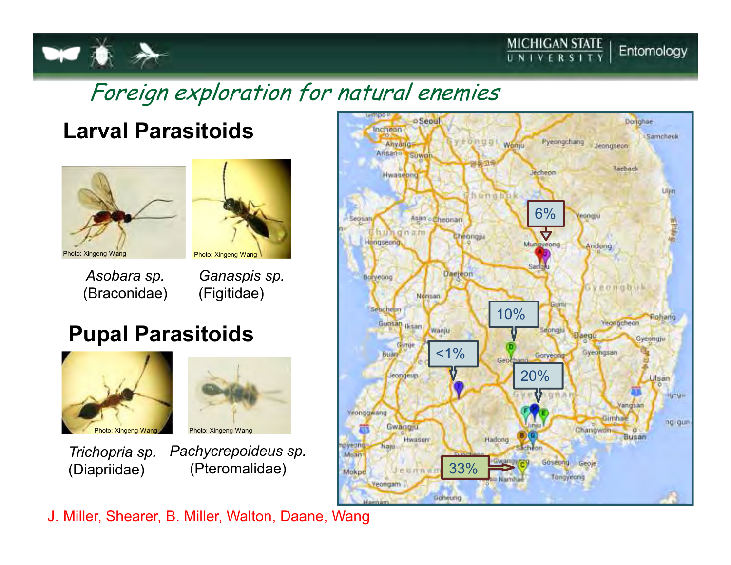## Foreign exploration for natural enemies

### Larval Parasitoids

Photo: Xingeng Wang

*Asobara sp.* (Braconidae)

Photo: Xingeng Wang

*Ganaspis sp.* (Figitidae)

### Pupal Parasitoids

Photo: Xingeng Wang

*Trichopria sp.* (Diapriidae)

Photo: Xingeng Wang

*Pachycrepoideus sp.* (Pteromalidae)

6%

10%

<1%

20%

33%

J. Miller, Shearer, B. Miller, Walton, Daane, Wang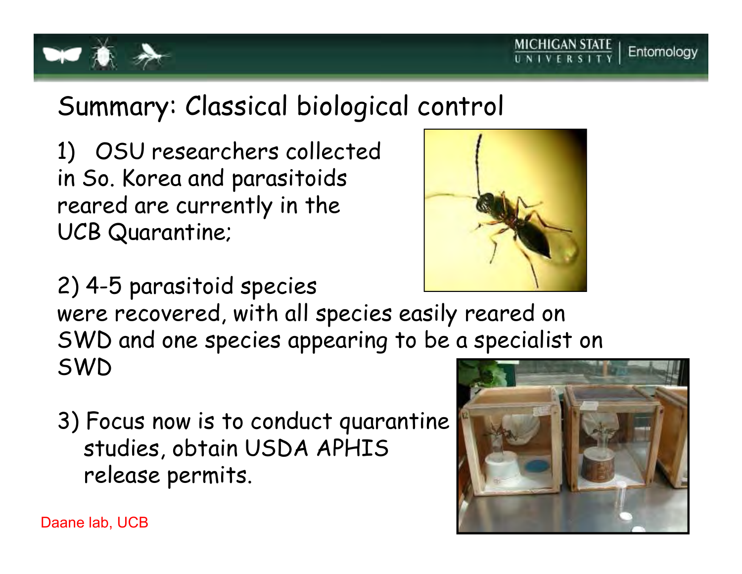# Summary: Classical biological control

1) OSU researchers collected in So. Korea and parasitoids reared are currently in the UCB Quarantine;

2) 4-5 parasitoid species were recovered, with all species easily reared on SWD and one species appearing to be a specialist on SWD

3) Focus now is to conduct quarantine studies, obtain USDA APHIS release permits.

Daane lab, UCB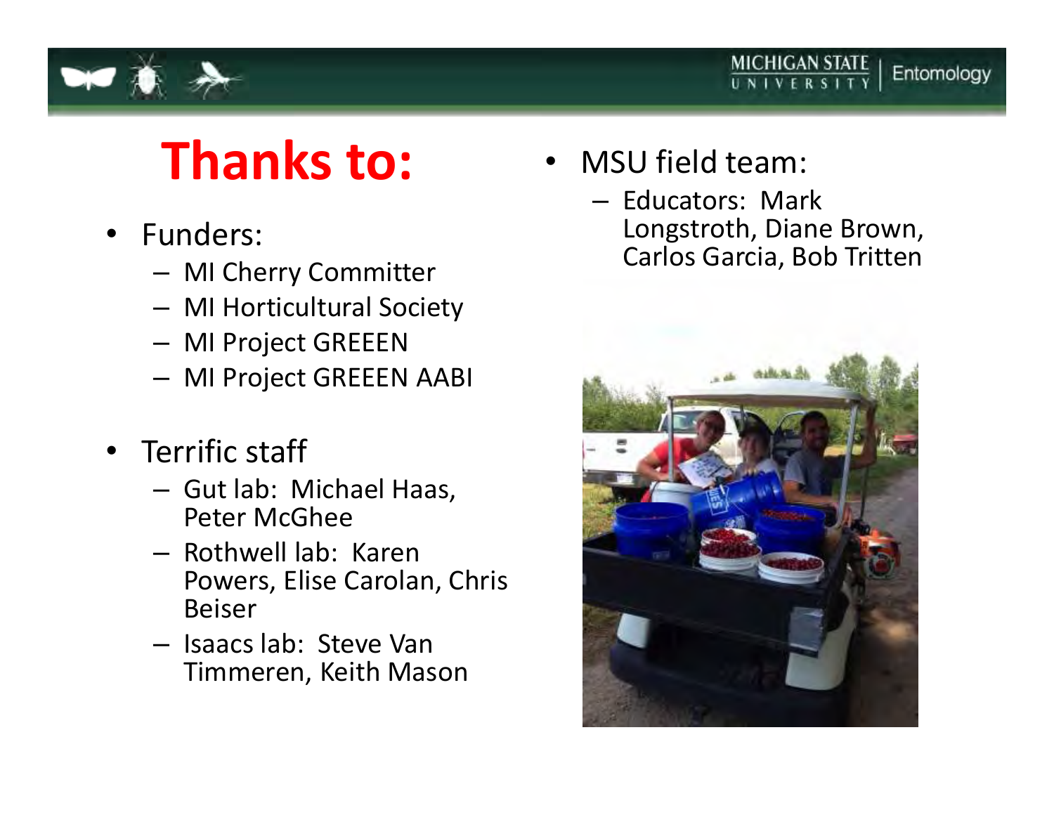# Thanks to:

- Funders:
  - MI Cherry Committer
  - MI Horticultural Society
  - MI Project GREEEN
  - MI Project GREEEN AABI

- Terrific staff
  - Gut lab: Michael Haas, Peter McGhee
  - Rothwell lab: Karen Powers, Elise Carolan, Chris Beiser
  - Isaacs lab: Steve Van Timmeren, Keith Mason

- MSU field team:
  - Educators: Mark Longstroth, Diane Brown, Carlos Garcia, Bob Tritten